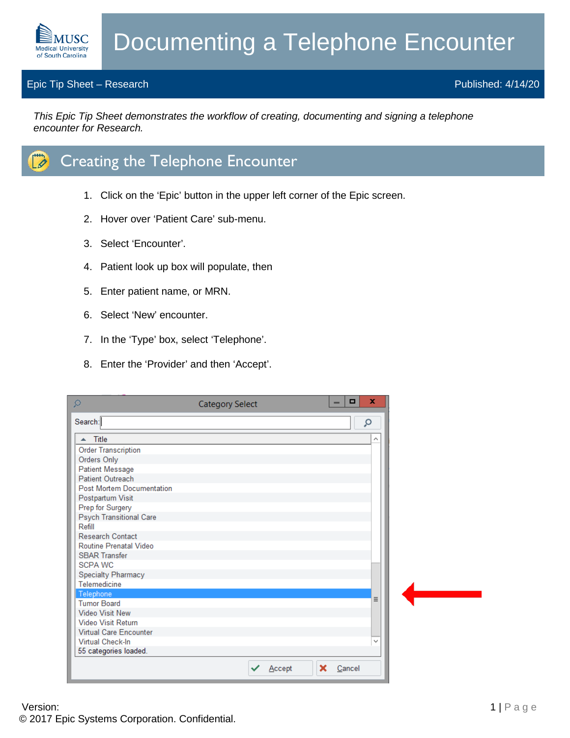# Documenting a Telephone Encounter

Epic Tip Sheet – Research | Published: 4/14/20

*This Epic Tip Sheet demonstrates the workflow of creating, documenting and signing a telephone encounter for Research.*

## Creating the Telephone Encounter

1. Click on the 'Epic' button in the upper left corner of the Epic screen.
2. Hover over 'Patient Care' sub-menu.
3. Select 'Encounter'.
4. Patient look up box will populate, then
5. Enter patient name, or MRN.
6. Select 'New' encounter.
7. In the 'Type' box, select 'Telephone'.
8. Enter the 'Provider' and then 'Accept'.

Category Select

Search:

| Title |
|---|
| Order Transcription |
| Orders Only |
| Patient Message |
| Patient Outreach |
| Post Mortem Documentation |
| Postpartum Visit |
| Prep for Surgery |
| Psych Transitional Care |
| Refill |
| Research Contact |
| Routine Prenatal Video |
| SBAR Transfer |
| SCPA WC |
| Specialty Pharmacy |
| Telemedicine |
| Telephone |
| Tumor Board |
| Video Visit New |
| Video Visit Return |
| Virtual Care Encounter |
| Virtual Check-In |

55 categories loaded.

Accept | Cancel

Version:
© 2017 Epic Systems Corporation. Confidential.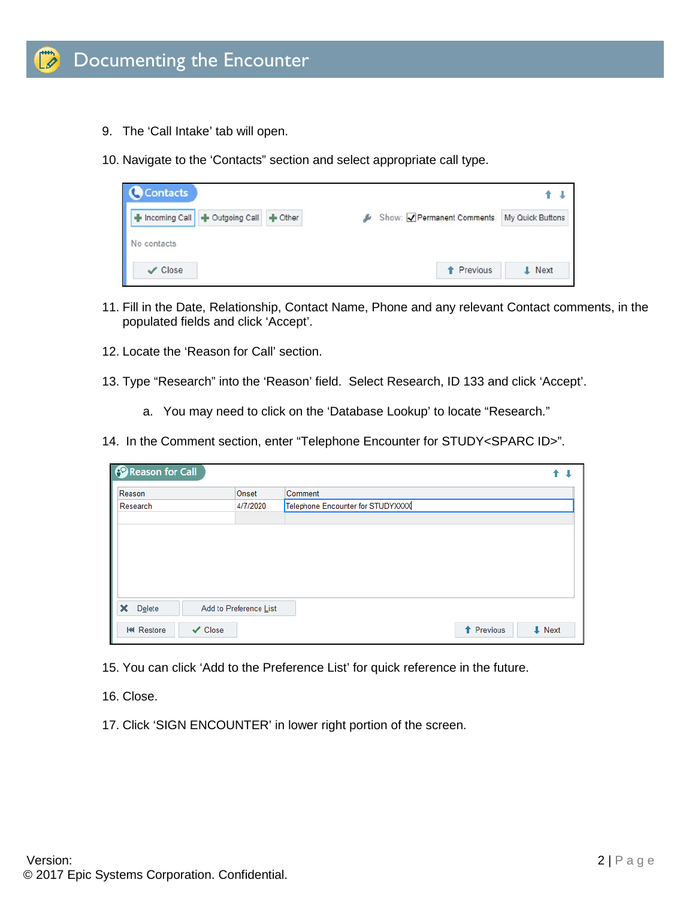# Documenting the Encounter

9. The 'Call Intake' tab will open.

10. Navigate to the 'Contacts" section and select appropriate call type.

11. Fill in the Date, Relationship, Contact Name, Phone and any relevant Contact comments, in the populated fields and click 'Accept'.

12. Locate the 'Reason for Call' section.

13. Type "Research" into the 'Reason' field. Select Research, ID 133 and click 'Accept'.

    a. You may need to click on the 'Database Lookup' to locate "Research."

14. In the Comment section, enter "Telephone Encounter for STUDY<SPARC ID>".

15. You can click 'Add to the Preference List' for quick reference in the future.

16. Close.

17. Click 'SIGN ENCOUNTER' in lower right portion of the screen.

Version:
© 2017 Epic Systems Corporation. Confidential.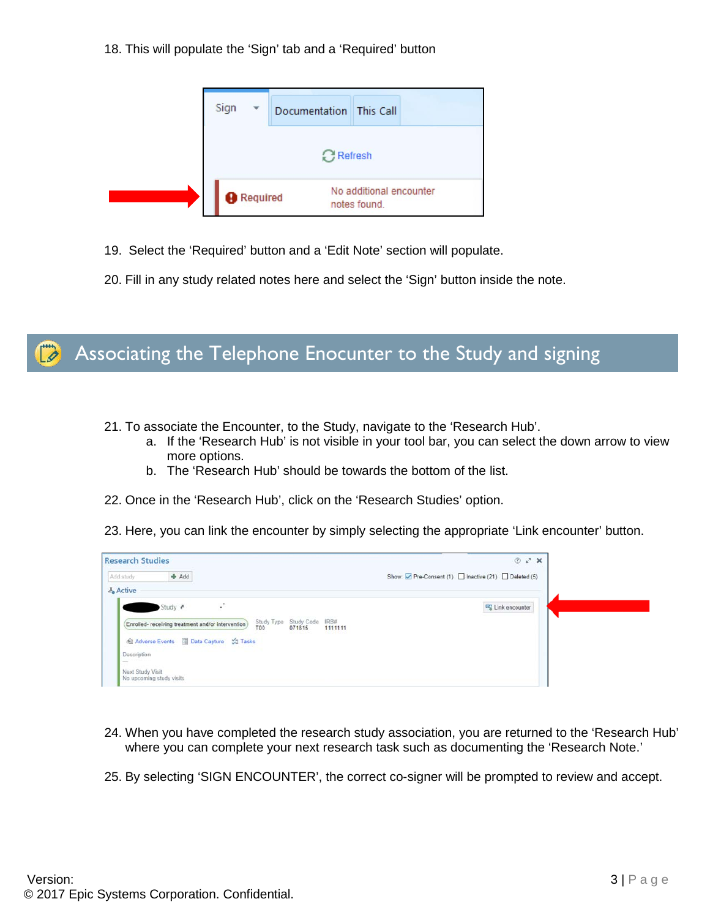18. This will populate the 'Sign' tab and a 'Required' button

19. Select the 'Required' button and a 'Edit Note' section will populate.

20. Fill in any study related notes here and select the 'Sign' button inside the note.

## Associating the Telephone Enocunter to the Study and signing

21. To associate the Encounter, to the Study, navigate to the 'Research Hub'.
    a. If the 'Research Hub' is not visible in your tool bar, you can select the down arrow to view more options.
    b. The 'Research Hub' should be towards the bottom of the list.

22. Once in the 'Research Hub', click on the 'Research Studies' option.

23. Here, you can link the encounter by simply selecting the appropriate 'Link encounter' button.

24. When you have completed the research study association, you are returned to the 'Research Hub' where you can complete your next research task such as documenting the 'Research Note.'

25. By selecting 'SIGN ENCOUNTER', the correct co-signer will be prompted to review and accept.

Version:
© 2017 Epic Systems Corporation. Confidential.